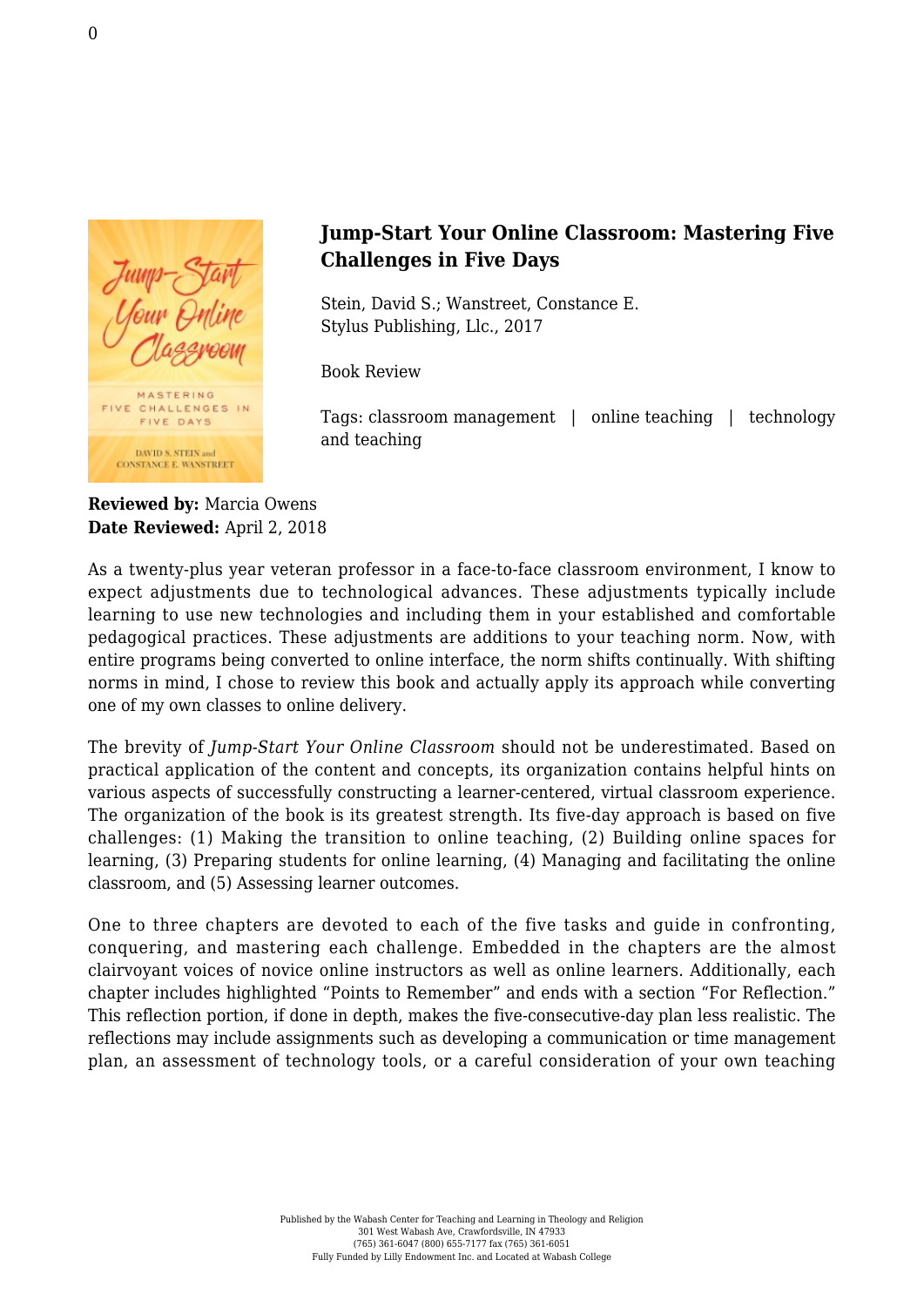# Jump-Start Your Online Classroom: Mastering Five Challenges in Five Days

Stein, David S.; Wanstreet, Constance E.
Stylus Publishing, Llc., 2017

Book Review

Tags: classroom management | online teaching | technology and teaching

**Reviewed by:** Marcia Owens
**Date Reviewed:** April 2, 2018

As a twenty-plus year veteran professor in a face-to-face classroom environment, I know to expect adjustments due to technological advances. These adjustments typically include learning to use new technologies and including them in your established and comfortable pedagogical practices. These adjustments are additions to your teaching norm. Now, with entire programs being converted to online interface, the norm shifts continually. With shifting norms in mind, I chose to review this book and actually apply its approach while converting one of my own classes to online delivery.

The brevity of *Jump-Start Your Online Classroom* should not be underestimated. Based on practical application of the content and concepts, its organization contains helpful hints on various aspects of successfully constructing a learner-centered, virtual classroom experience. The organization of the book is its greatest strength. Its five-day approach is based on five challenges: (1) Making the transition to online teaching, (2) Building online spaces for learning, (3) Preparing students for online learning, (4) Managing and facilitating the online classroom, and (5) Assessing learner outcomes.

One to three chapters are devoted to each of the five tasks and guide in confronting, conquering, and mastering each challenge. Embedded in the chapters are the almost clairvoyant voices of novice online instructors as well as online learners. Additionally, each chapter includes highlighted "Points to Remember" and ends with a section "For Reflection." This reflection portion, if done in depth, makes the five-consecutive-day plan less realistic. The reflections may include assignments such as developing a communication or time management plan, an assessment of technology tools, or a careful consideration of your own teaching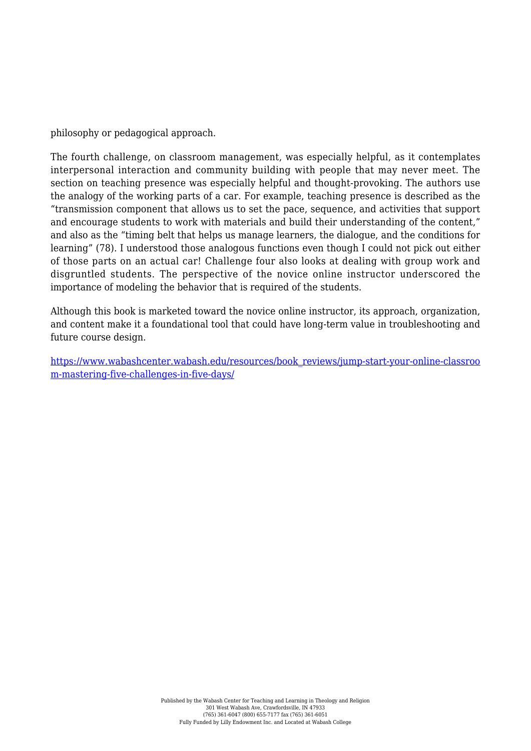philosophy or pedagogical approach.

The fourth challenge, on classroom management, was especially helpful, as it contemplates interpersonal interaction and community building with people that may never meet. The section on teaching presence was especially helpful and thought-provoking. The authors use the analogy of the working parts of a car. For example, teaching presence is described as the "transmission component that allows us to set the pace, sequence, and activities that support and encourage students to work with materials and build their understanding of the content," and also as the "timing belt that helps us manage learners, the dialogue, and the conditions for learning" (78). I understood those analogous functions even though I could not pick out either of those parts on an actual car! Challenge four also looks at dealing with group work and disgruntled students. The perspective of the novice online instructor underscored the importance of modeling the behavior that is required of the students.

Although this book is marketed toward the novice online instructor, its approach, organization, and content make it a foundational tool that could have long-term value in troubleshooting and future course design.

[https://www.wabashcenter.wabash.edu/resources/book_reviews/jump-start-your-online-classroom-mastering-five-challenges-in-five-days/](https://www.wabashcenter.wabash.edu/resources/book_reviews/jump-start-your-online-classroom-mastering-five-challenges-in-five-days/)

Published by the Wabash Center for Teaching and Learning in Theology and Religion
301 West Wabash Ave, Crawfordsville, IN 47933
(765) 361-6047 (800) 655-7177 fax (765) 361-6051
Fully Funded by Lilly Endowment Inc. and Located at Wabash College